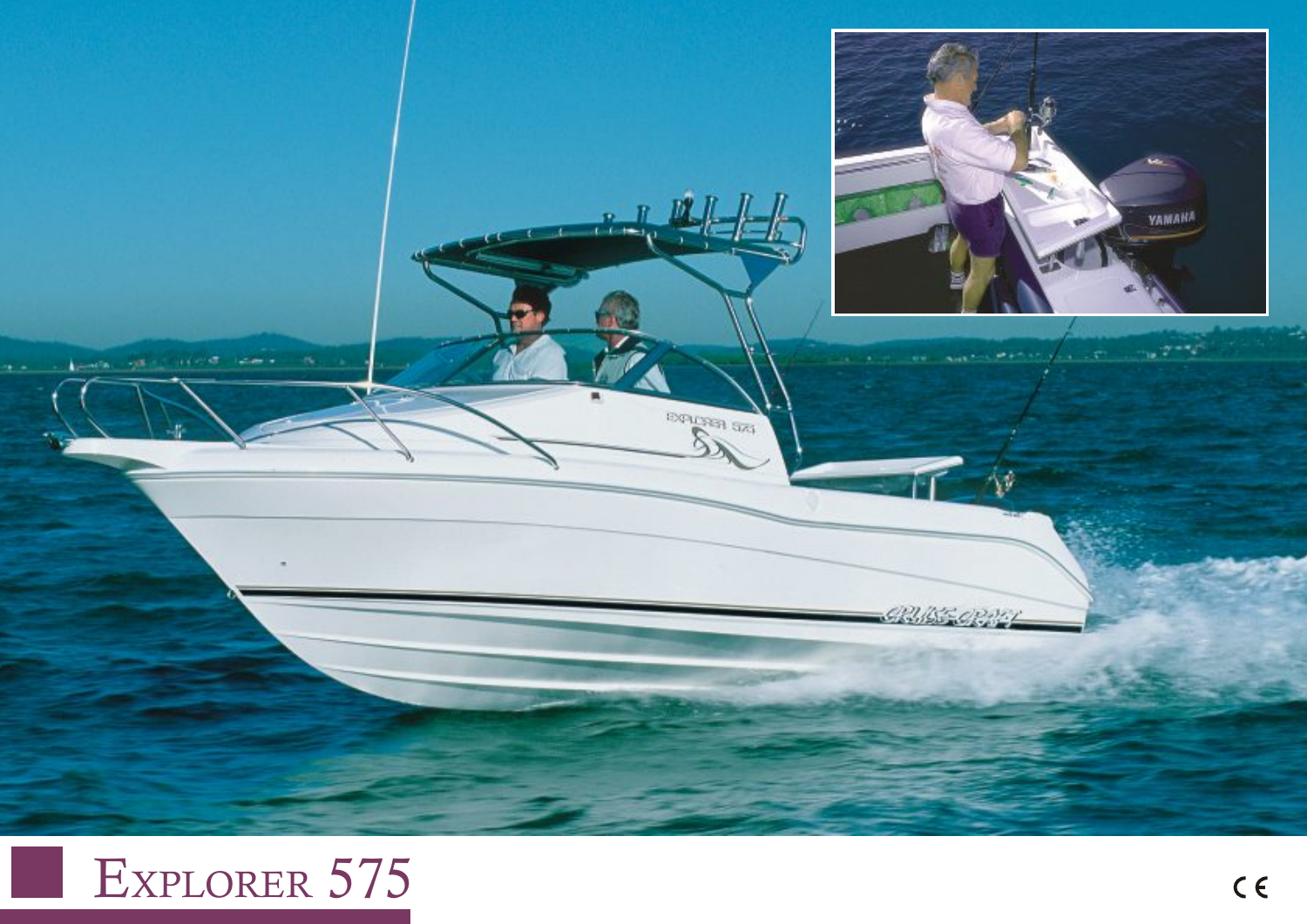# Explorer 575

CE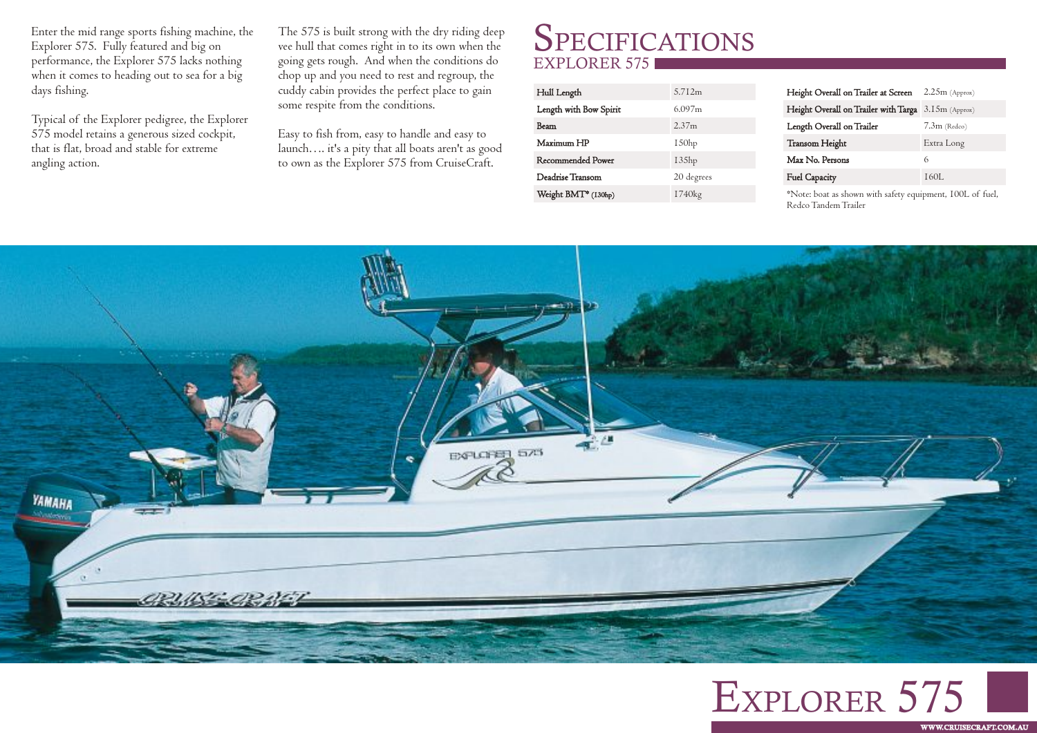Enter the mid range sports fishing machine, the Explorer 575. Fully featured and big on performance, the Explorer 575 lacks nothing when it comes to heading out to sea for a big days fishing.

Typical of the Explorer pedigree, the Explorer 575 model retains a generous sized cockpit, that is flat, broad and stable for extreme angling action.

The 575 is built strong with the dry riding deep vee hull that comes right in to its own when the going gets rough. And when the conditions do chop up and you need to rest and regroup, the cuddy cabin provides the perfect place to gain some respite from the conditions.

Easy to fish from, easy to handle and easy to launch…. it's a pity that all boats aren't as good to own as the Explorer 575 from CruiseCraft.

# Specifications

## Explorer 575

| | |
|---|---|
| Hull Length | 5.712m |
| Length with Bow Spirit | 6.097m |
| Beam | 2.37m |
| Maximum HP | 150hp |
| Recommended Power | 135hp |
| Deadrise Transom | 20 degrees |
| Weight BMT* (130hp) | 1740kg |

| | |
|---|---|
| Height Overall on Trailer at Screen | 2.25m (Approx) |
| Height Overall on Trailer with Targa | 3.15m (Approx) |
| Length Overall on Trailer | 7.3m (Redco) |
| Transom Height | Extra Long |
| Max No. Persons | 6 |
| Fuel Capacity | 160L |

*Note: boat as shown with safety equipment, 100L of fuel, Redco Tandem Trailer

# Explorer 575

WWW.CRUISECRAFT.COM.AU